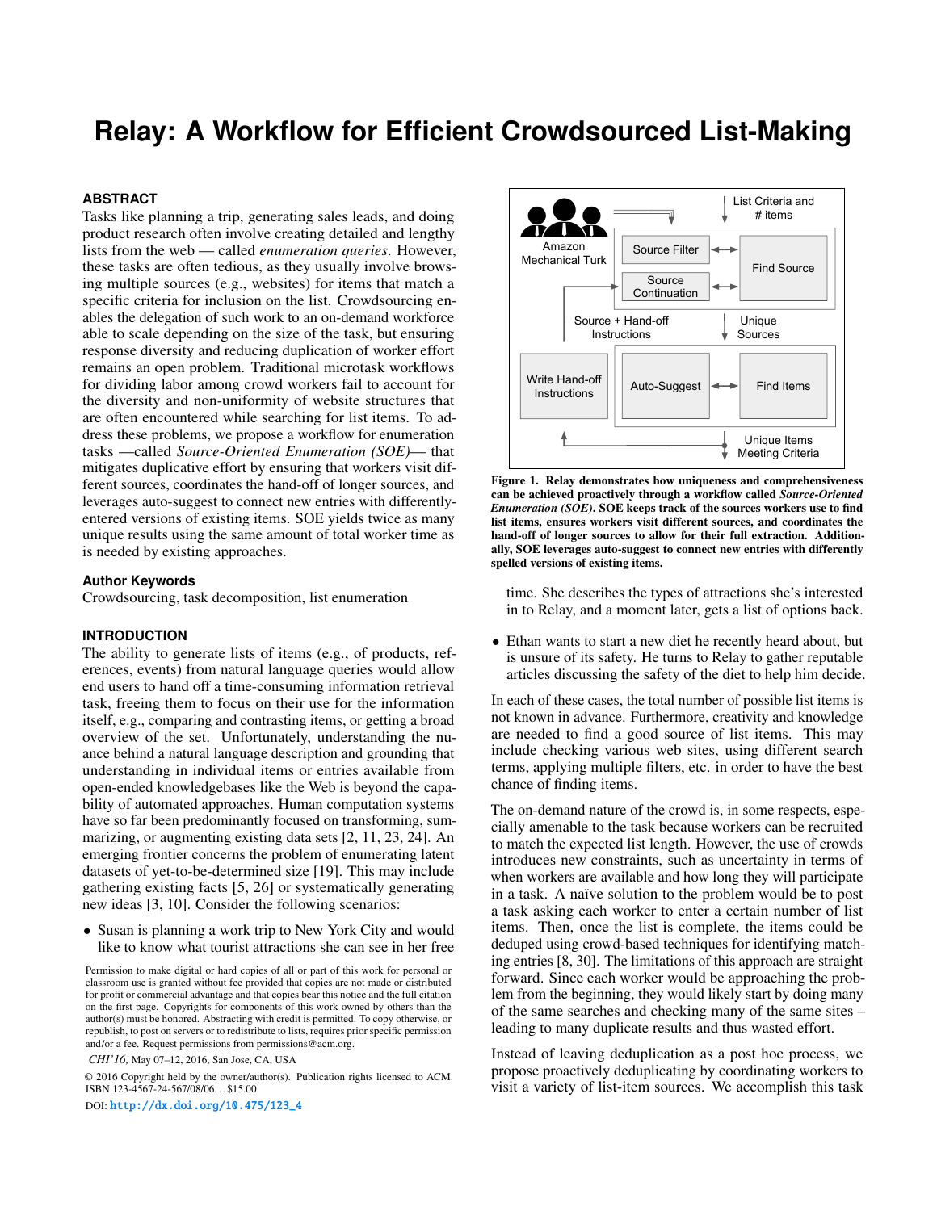# Relay: A Workflow for Efficient Crowdsourced List-Making

## ABSTRACT

Tasks like planning a trip, generating sales leads, and doing product research often involve creating detailed and lengthy lists from the web — called *enumeration queries*. However, these tasks are often tedious, as they usually involve browsing multiple sources (e.g., websites) for items that match a specific criteria for inclusion on the list. Crowdsourcing enables the delegation of such work to an on-demand workforce able to scale depending on the size of the task, but ensuring response diversity and reducing duplication of worker effort remains an open problem. Traditional microtask workflows for dividing labor among crowd workers fail to account for the diversity and non-uniformity of website structures that are often encountered while searching for list items. To address these problems, we propose a workflow for enumeration tasks —called *Source-Oriented Enumeration (SOE)*— that mitigates duplicative effort by ensuring that workers visit different sources, coordinates the hand-off of longer sources, and leverages auto-suggest to connect new entries with differently-entered versions of existing items. SOE yields twice as many unique results using the same amount of total worker time as is needed by existing approaches.

### Author Keywords

Crowdsourcing, task decomposition, list enumeration

## INTRODUCTION

The ability to generate lists of items (e.g., of products, references, events) from natural language queries would allow end users to hand off a time-consuming information retrieval task, freeing them to focus on their use for the information itself, e.g., comparing and contrasting items, or getting a broad overview of the set. Unfortunately, understanding the nuance behind a natural language description and grounding that understanding in individual items or entries available from open-ended knowledgebases like the Web is beyond the capability of automated approaches. Human computation systems have so far been predominantly focused on transforming, summarizing, or augmenting existing data sets [2, 11, 23, 24]. An emerging frontier concerns the problem of enumerating latent datasets of yet-to-be-determined size [19]. This may include gathering existing facts [5, 26] or systematically generating new ideas [3, 10]. Consider the following scenarios:

- Susan is planning a work trip to New York City and would like to know what tourist attractions she can see in her free time. She describes the types of attractions she's interested in to Relay, and a moment later, gets a list of options back.
- Ethan wants to start a new diet he recently heard about, but is unsure of its safety. He turns to Relay to gather reputable articles discussing the safety of the diet to help him decide.

Permission to make digital or hard copies of all or part of this work for personal or classroom use is granted without fee provided that copies are not made or distributed for profit or commercial advantage and that copies bear this notice and the full citation on the first page. Copyrights for components of this work owned by others than the author(s) must be honored. Abstracting with credit is permitted. To copy otherwise, or republish, to post on servers or to redistribute to lists, requires prior specific permission and/or a fee. Request permissions from permissions@acm.org.

*CHI'16,* May 07–12, 2016, San Jose, CA, USA

© 2016 Copyright held by the owner/author(s). Publication rights licensed to ACM. ISBN 123-4567-24-567/08/06. . . $15.00

DOI: http://dx.doi.org/10.475/123_4

**Figure 1. Relay demonstrates how uniqueness and comprehensiveness can be achieved proactively through a workflow called *Source-Oriented Enumeration (SOE)*. SOE keeps track of the sources workers use to find list items, ensures workers visit different sources, and coordinates the hand-off of longer sources to allow for their full extraction. Additionally, SOE leverages auto-suggest to connect new entries with differently spelled versions of existing items.**

In each of these cases, the total number of possible list items is not known in advance. Furthermore, creativity and knowledge are needed to find a good source of list items. This may include checking various web sites, using different search terms, applying multiple filters, etc. in order to have the best chance of finding items.

The on-demand nature of the crowd is, in some respects, especially amenable to the task because workers can be recruited to match the expected list length. However, the use of crowds introduces new constraints, such as uncertainty in terms of when workers are available and how long they will participate in a task. A naïve solution to the problem would be to post a task asking each worker to enter a certain number of list items. Then, once the list is complete, the items could be deduped using crowd-based techniques for identifying matching entries [8, 30]. The limitations of this approach are straight forward. Since each worker would be approaching the problem from the beginning, they would likely start by doing many of the same searches and checking many of the same sites – leading to many duplicate results and thus wasted effort.

Instead of leaving deduplication as a post hoc process, we propose proactively deduplicating by coordinating workers to visit a variety of list-item sources. We accomplish this task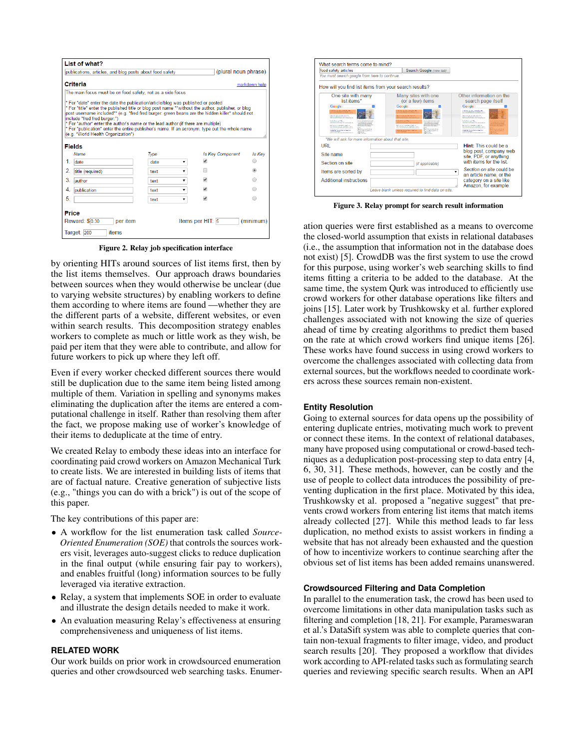Figure 2. Relay job specification interface

Figure 3. Relay prompt for search result information

by orienting HITs around sources of list items first, then by the list items themselves. Our approach draws boundaries between sources when they would otherwise be unclear (due to varying website structures) by enabling workers to define them according to where items are found —whether they are the different parts of a website, different websites, or even within search results. This decomposition strategy enables workers to complete as much or little work as they wish, be paid per item that they were able to contribute, and allow for future workers to pick up where they left off.

Even if every worker checked different sources there would still be duplication due to the same item being listed among multiple of them. Variation in spelling and synonyms makes eliminating the duplication after the items are entered a computational challenge in itself. Rather than resolving them after the fact, we propose making use of worker's knowledge of their items to deduplicate at the time of entry.

We created Relay to embody these ideas into an interface for coordinating paid crowd workers on Amazon Mechanical Turk to create lists. We are interested in building lists of items that are of factual nature. Creative generation of subjective lists (e.g., "things you can do with a brick") is out of the scope of this paper.

The key contributions of this paper are:

- A workflow for the list enumeration task called *Source-Oriented Enumeration (SOE)* that controls the sources workers visit, leverages auto-suggest clicks to reduce duplication in the final output (while ensuring fair pay to workers), and enables fruitful (long) information sources to be fully leveraged via iterative extraction.
- Relay, a system that implements SOE in order to evaluate and illustrate the design details needed to make it work.
- An evaluation measuring Relay's effectiveness at ensuring comprehensiveness and uniqueness of list items.

## RELATED WORK

Our work builds on prior work in crowdsourced enumeration queries and other crowdsourced web searching tasks. Enumeration queries were first established as a means to overcome the closed-world assumption that exists in relational databases (i.e., the assumption that information not in the database does not exist) [5]. CrowdDB was the first system to use the crowd for this purpose, using worker's web searching skills to find items fitting a criteria to be added to the database. At the same time, the system Qurk was introduced to efficiently use crowd workers for other database operations like filters and joins [15]. Later work by Trushkowsky et al. further explored challenges associated with not knowing the size of queries ahead of time by creating algorithms to predict them based on the rate at which crowd workers find unique items [26]. These works have found success in using crowd workers to overcome the challenges associated with collecting data from external sources, but the workflows needed to coordinate workers across these sources remain non-existent.

### Entity Resolution

Going to external sources for data opens up the possibility of entering duplicate entries, motivating much work to prevent or connect these items. In the context of relational databases, many have proposed using computational or crowd-based techniques as a deduplication post-processing step to data entry [4, 6, 30, 31]. These methods, however, can be costly and the use of people to collect data introduces the possibility of preventing duplication in the first place. Motivated by this idea, Trushkowsky et al. proposed a "negative suggest" that prevents crowd workers from entering list items that match items already collected [27]. While this method leads to far less duplication, no method exists to assist workers in finding a website that has not already been exhausted and the question of how to incentivize workers to continue searching after the obvious set of list items has been added remains unanswered.

### Crowdsourced Filtering and Data Completion

In parallel to the enumeration task, the crowd has been used to overcome limitations in other data manipulation tasks such as filtering and completion [18, 21]. For example, Parameswaran et al.'s DataSift system was able to complete queries that contain non-texual fragments to filter image, video, and product search results [20]. They proposed a workflow that divides work according to API-related tasks such as formulating search queries and reviewing specific search results. When an API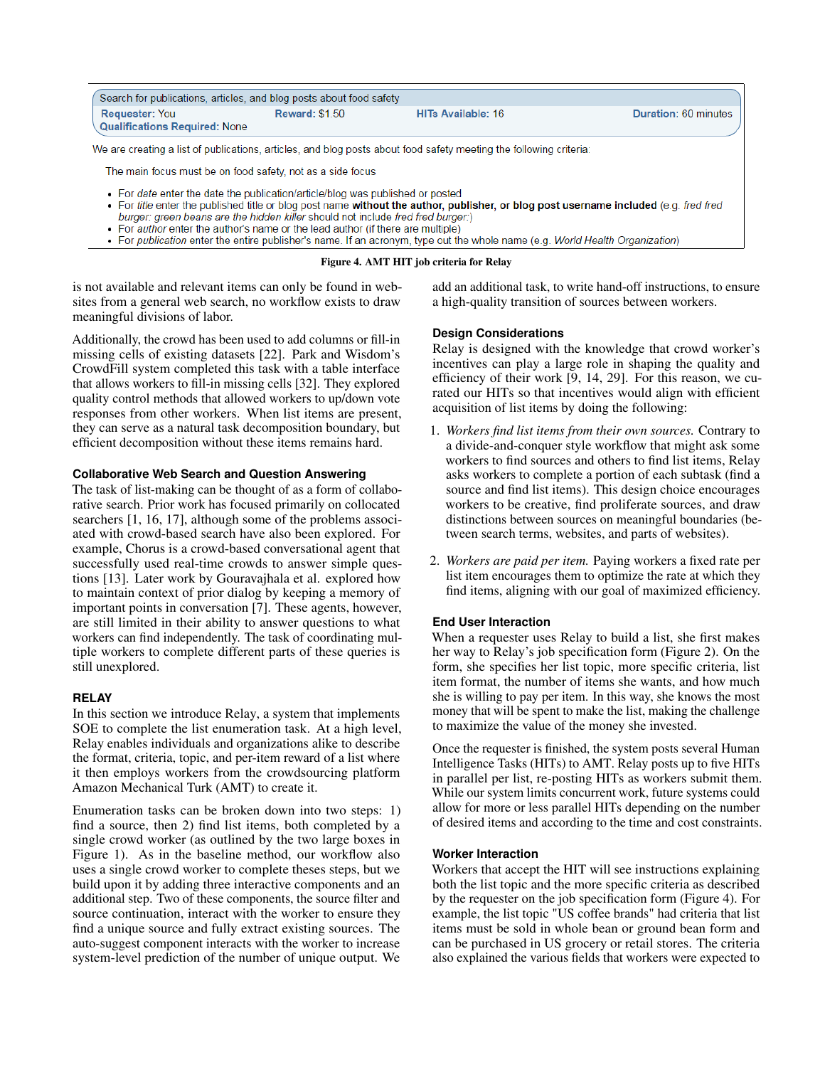Search for publications, articles, and blog posts about food safety

**Requester:** You **Reward:** $1.50 **HITs Available:** 16 **Duration:** 60 minutes
**Qualifications Required:** None

We are creating a list of publications, articles, and blog posts about food safety meeting the following criteria:

The main focus must be on food safety, not as a side focus

- For *date* enter the date the publication/article/blog was published or posted
- For *title* enter the published title or blog post name **without the author, publisher, or blog post username included** (e.g. *fred fred burger: green beans are the hidden killer* should not include *fred fred burger:*)
- For *author* enter the author's name or the lead author (if there are multiple)
- For *publication* enter the entire publisher's name. If an acronym, type out the whole name (e.g. *World Health Organization*)

**Figure 4. AMT HIT job criteria for Relay**

is not available and relevant items can only be found in websites from a general web search, no workflow exists to draw meaningful divisions of labor.

Additionally, the crowd has been used to add columns or fill-in missing cells of existing datasets [22]. Park and Wisdom's CrowdFill system completed this task with a table interface that allows workers to fill-in missing cells [32]. They explored quality control methods that allowed workers to up/down vote responses from other workers. When list items are present, they can serve as a natural task decomposition boundary, but efficient decomposition without these items remains hard.

### Collaborative Web Search and Question Answering

The task of list-making can be thought of as a form of collaborative search. Prior work has focused primarily on collocated searchers [1, 16, 17], although some of the problems associated with crowd-based search have also been explored. For example, Chorus is a crowd-based conversational agent that successfully used real-time crowds to answer simple questions [13]. Later work by Gouravajhala et al. explored how to maintain context of prior dialog by keeping a memory of important points in conversation [7]. These agents, however, are still limited in their ability to answer questions to what workers can find independently. The task of coordinating multiple workers to complete different parts of these queries is still unexplored.

## RELAY

In this section we introduce Relay, a system that implements SOE to complete the list enumeration task. At a high level, Relay enables individuals and organizations alike to describe the format, criteria, topic, and per-item reward of a list where it then employs workers from the crowdsourcing platform Amazon Mechanical Turk (AMT) to create it.

Enumeration tasks can be broken down into two steps: 1) find a source, then 2) find list items, both completed by a single crowd worker (as outlined by the two large boxes in Figure 1). As in the baseline method, our workflow also uses a single crowd worker to complete theses steps, but we build upon it by adding three interactive components and an additional step. Two of these components, the source filter and source continuation, interact with the worker to ensure they find a unique source and fully extract existing sources. The auto-suggest component interacts with the worker to increase system-level prediction of the number of unique output. We add an additional task, to write hand-off instructions, to ensure a high-quality transition of sources between workers.

### Design Considerations

Relay is designed with the knowledge that crowd worker's incentives can play a large role in shaping the quality and efficiency of their work [9, 14, 29]. For this reason, we curated our HITs so that incentives would align with efficient acquisition of list items by doing the following:

1. *Workers find list items from their own sources.* Contrary to a divide-and-conquer style workflow that might ask some workers to find sources and others to find list items, Relay asks workers to complete a portion of each subtask (find a source and find list items). This design choice encourages workers to be creative, find proliferate sources, and draw distinctions between sources on meaningful boundaries (between search terms, websites, and parts of websites).

2. *Workers are paid per item.* Paying workers a fixed rate per list item encourages them to optimize the rate at which they find items, aligning with our goal of maximized efficiency.

### End User Interaction

When a requester uses Relay to build a list, she first makes her way to Relay's job specification form (Figure 2). On the form, she specifies her list topic, more specific criteria, list item format, the number of items she wants, and how much she is willing to pay per item. In this way, she knows the most money that will be spent to make the list, making the challenge to maximize the value of the money she invested.

Once the requester is finished, the system posts several Human Intelligence Tasks (HITs) to AMT. Relay posts up to five HITs in parallel per list, re-posting HITs as workers submit them. While our system limits concurrent work, future systems could allow for more or less parallel HITs depending on the number of desired items and according to the time and cost constraints.

### Worker Interaction

Workers that accept the HIT will see instructions explaining both the list topic and the more specific criteria as described by the requester on the job specification form (Figure 4). For example, the list topic "US coffee brands" had criteria that list items must be sold in whole bean or ground bean form and can be purchased in US grocery or retail stores. The criteria also explained the various fields that workers were expected to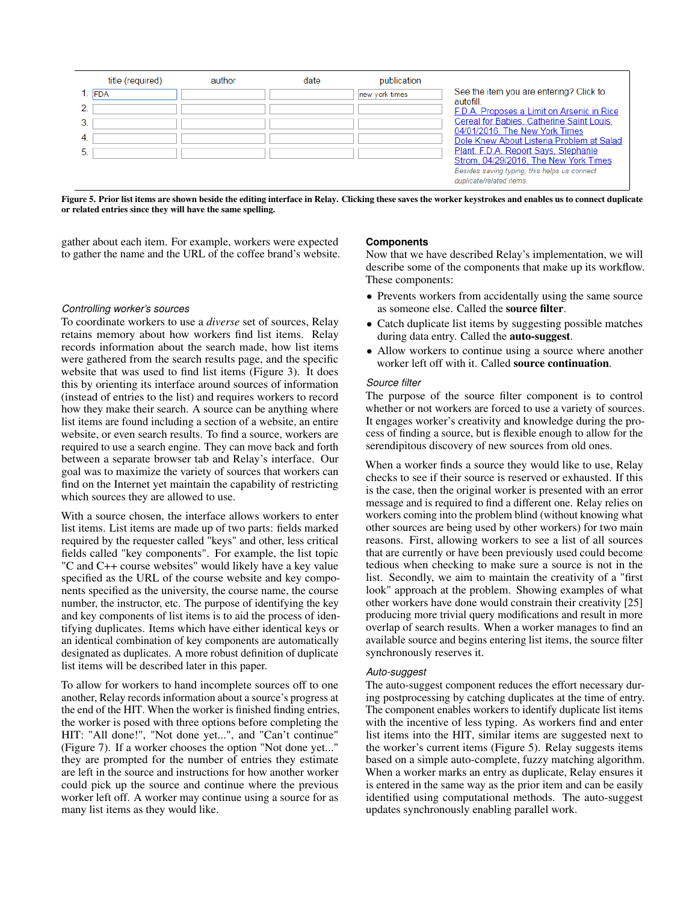| | title (required) | author | date | publication |
|---|---|---|---|---|
| 1. | FDA | | | new york times |
| 2. | | | | |
| 3. | | | | |
| 4. | | | | |
| 5. | | | | |

See the item you are entering? Click to autofill.
F.D.A. Proposes a Limit on Arsenic in Rice Cereal for Babies, Catherine Saint Louis, 04/01/2016, The New York Times
Dole Knew About Listeria Problem at Salad Plant, F.D.A. Report Says, Stephanie Strom, 04/29/2016, The New York Times
*Besides saving typing, this helps us connect duplicate/related items.*

**Figure 5. Prior list items are shown beside the editing interface in Relay. Clicking these saves the worker keystrokes and enables us to connect duplicate or related entries since they will have the same spelling.**

gather about each item. For example, workers were expected to gather the name and the URL of the coffee brand's website.

### *Controlling worker's sources*

To coordinate workers to use a *diverse* set of sources, Relay retains memory about how workers find list items. Relay records information about the search made, how list items were gathered from the search results page, and the specific website that was used to find list items (Figure 3). It does this by orienting its interface around sources of information (instead of entries to the list) and requires workers to record how they make their search. A source can be anything where list items are found including a section of a website, an entire website, or even search results. To find a source, workers are required to use a search engine. They can move back and forth between a separate browser tab and Relay's interface. Our goal was to maximize the variety of sources that workers can find on the Internet yet maintain the capability of restricting which sources they are allowed to use.

With a source chosen, the interface allows workers to enter list items. List items are made up of two parts: fields marked required by the requester called "keys" and other, less critical fields called "key components". For example, the list topic "C and C++ course websites" would likely have a key value specified as the URL of the course website and key components specified as the university, the course name, the course number, the instructor, etc. The purpose of identifying the key and key components of list items is to aid the process of identifying duplicates. Items which have either identical keys or an identical combination of key components are automatically designated as duplicates. A more robust definition of duplicate list items will be described later in this paper.

To allow for workers to hand incomplete sources off to one another, Relay records information about a source's progress at the end of the HIT. When the worker is finished finding entries, the worker is posed with three options before completing the HIT: "All done!", "Not done yet...", and "Can't continue" (Figure 7). If a worker chooses the option "Not done yet..." they are prompted for the number of entries they estimate are left in the source and instructions for how another worker could pick up the source and continue where the previous worker left off. A worker may continue using a source for as many list items as they would like.

## Components

Now that we have described Relay's implementation, we will describe some of the components that make up its workflow. These components:

- Prevents workers from accidentally using the same source as someone else. Called the **source filter**.
- Catch duplicate list items by suggesting possible matches during data entry. Called the **auto-suggest**.
- Allow workers to continue using a source where another worker left off with it. Called **source continuation**.

### *Source filter*

The purpose of the source filter component is to control whether or not workers are forced to use a variety of sources. It engages worker's creativity and knowledge during the process of finding a source, but is flexible enough to allow for the serendipitous discovery of new sources from old ones.

When a worker finds a source they would like to use, Relay checks to see if their source is reserved or exhausted. If this is the case, then the original worker is presented with an error message and is required to find a different one. Relay relies on workers coming into the problem blind (without knowing what other sources are being used by other workers) for two main reasons. First, allowing workers to see a list of all sources that are currently or have been previously used could become tedious when checking to make sure a source is not in the list. Secondly, we aim to maintain the creativity of a "first look" approach at the problem. Showing examples of what other workers have done would constrain their creativity [25] producing more trivial query modifications and result in more overlap of search results. When a worker manages to find an available source and begins entering list items, the source filter synchronously reserves it.

### *Auto-suggest*

The auto-suggest component reduces the effort necessary during postprocessing by catching duplicates at the time of entry. The component enables workers to identify duplicate list items with the incentive of less typing. As workers find and enter list items into the HIT, similar items are suggested next to the worker's current items (Figure 5). Relay suggests items based on a simple auto-complete, fuzzy matching algorithm. When a worker marks an entry as duplicate, Relay ensures it is entered in the same way as the prior item and can be easily identified using computational methods. The auto-suggest updates synchronously enabling parallel work.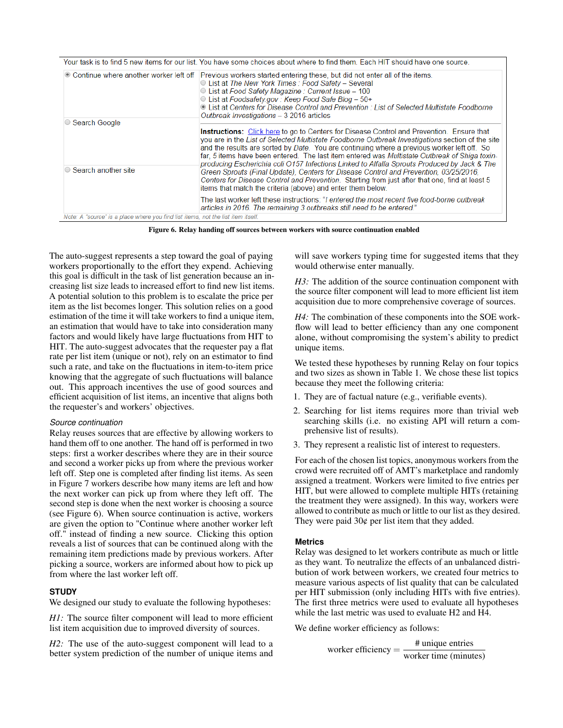| Your task is to find 5 new items for our list. You have some choices about where to find them. Each HIT should have one source. | |
|---|---|
| ◉ Continue where another worker left off | Previous workers started entering these, but did not enter all of the items.<br>○ List at *The New York Times* : *Food Safety* – Several<br>○ List at *Food Safety Magazine* : *Current Issue* – 100<br>○ List at *Foodsafety.gov* : *Keep Food Safe Blog* – 50+<br>◉ List at *Centers for Disease Control and Prevention* : *List of Selected Multistate Foodborne Outbreak Investigations* – 3 2016 articles |
| ○ Search Google | **Instructions:** Click here to go to Centers for Disease Control and Prevention. Ensure that you are in the *List of Selected Multistate Foodborne Outbreak Investigations* section of the site and the results are sorted by *Date*. You are continuing where a previous worker left off. So far, 5 items have been entered. The last item entered was *Multistate Outbreak of Shiga toxin-producing Escherichia coli O157 Infections Linked to Alfalfa Sprouts Produced by Jack & The Green Sprouts (Final Update), Centers for Disease Control and Prevention, 03/25/2016, Centers for Disease Control and Prevention*. Starting from just after that one, find at least 5 items that match the criteria (above) and enter them below. |
| ○ Search another site | The last worker left these instructions: "*I entered the most recent five food-borne outbreak articles in 2016. The remaining 3 outbreaks still need to be entered*" |

*Note: A "source" is a place where you find list items, not the list item itself.*

**Figure 6. Relay handing off sources between workers with source continuation enabled**

The auto-suggest represents a step toward the goal of paying workers proportionally to the effort they expend. Achieving this goal is difficult in the task of list generation because an increasing list size leads to increased effort to find new list items. A potential solution to this problem is to escalate the price per item as the list becomes longer. This solution relies on a good estimation of the time it will take workers to find a unique item, an estimation that would have to take into consideration many factors and would likely have large fluctuations from HIT to HIT. The auto-suggest advocates that the requester pay a flat rate per list item (unique or not), rely on an estimator to find such a rate, and take on the fluctuations in item-to-item price knowing that the aggregate of such fluctuations will balance out. This approach incentives the use of good sources and efficient acquisition of list items, an incentive that aligns both the requester's and workers' objectives.

### *Source continuation*

Relay reuses sources that are effective by allowing workers to hand them off to one another. The hand off is performed in two steps: first a worker describes where they are in their source and second a worker picks up from where the previous worker left off. Step one is completed after finding list items. As seen in Figure 7 workers describe how many items are left and how the next worker can pick up from where they left off. The second step is done when the next worker is choosing a source (see Figure 6). When source continuation is active, workers are given the option to "Continue where another worker left off." instead of finding a new source. Clicking this option reveals a list of sources that can be continued along with the remaining item predictions made by previous workers. After picking a source, workers are informed about how to pick up from where the last worker left off.

## STUDY

We designed our study to evaluate the following hypotheses:

*H1:* The source filter component will lead to more efficient list item acquisition due to improved diversity of sources.

*H2:* The use of the auto-suggest component will lead to a better system prediction of the number of unique items and will save workers typing time for suggested items that they would otherwise enter manually.

*H3:* The addition of the source continuation component with the source filter component will lead to more efficient list item acquisition due to more comprehensive coverage of sources.

*H4:* The combination of these components into the SOE workflow will lead to better efficiency than any one component alone, without compromising the system's ability to predict unique items.

We tested these hypotheses by running Relay on four topics and two sizes as shown in Table 1. We chose these list topics because they meet the following criteria:

1. They are of factual nature (e.g., verifiable events).
2. Searching for list items requires more than trivial web searching skills (i.e. no existing API will return a comprehensive list of results).
3. They represent a realistic list of interest to requesters.

For each of the chosen list topics, anonymous workers from the crowd were recruited off of AMT's marketplace and randomly assigned a treatment. Workers were limited to five entries per HIT, but were allowed to complete multiple HITs (retaining the treatment they were assigned). In this way, workers were allowed to contribute as much or little to our list as they desired. They were paid 30¢ per list item that they added.

### Metrics

Relay was designed to let workers contribute as much or little as they want. To neutralize the effects of an unbalanced distribution of work between workers, we created four metrics to measure various aspects of list quality that can be calculated per HIT submission (only including HITs with five entries). The first three metrics were used to evaluate all hypotheses while the last metric was used to evaluate H2 and H4.

We define worker efficiency as follows:

$$\text{worker efficiency} = \frac{\#\ \text{unique entries}}{\text{worker time (minutes)}}$$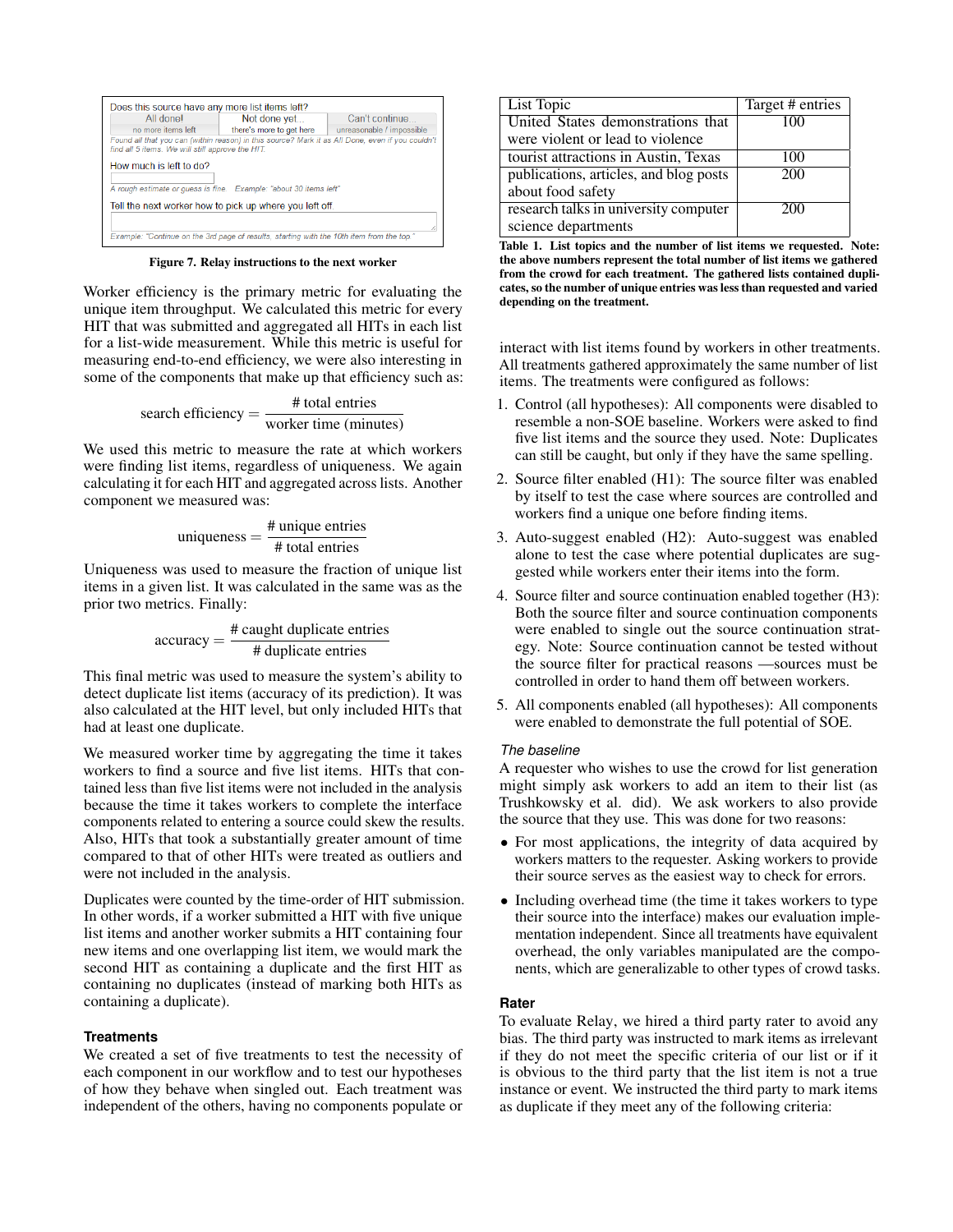Does this source have any more list items left?

| All done! | Not done yet... | Can't continue... |
| --- | --- | --- |
| no more items left | there's more to get here | unreasonable / impossible |

Found all that you can (within reason) in this source? Mark it as All Done, even if you couldn't find all 5 items. We will still approve the HIT.

How much is left to do?

A rough estimate or guess is fine. Example: "about 30 items left"

Tell the next worker how to pick up where you left off

Example: "Continue on the 3rd page of results, starting with the 10th item from the top."

**Figure 7. Relay instructions to the next worker**

Worker efficiency is the primary metric for evaluating the unique item throughput. We calculated this metric for every HIT that was submitted and aggregated all HITs in each list for a list-wide measurement. While this metric is useful for measuring end-to-end efficiency, we were also interesting in some of the components that make up that efficiency such as:

$$\text{search efficiency} = \frac{\text{\# total entries}}{\text{worker time (minutes)}}$$

We used this metric to measure the rate at which workers were finding list items, regardless of uniqueness. We again calculating it for each HIT and aggregated across lists. Another component we measured was:

$$\text{uniqueness} = \frac{\text{\# unique entries}}{\text{\# total entries}}$$

Uniqueness was used to measure the fraction of unique list items in a given list. It was calculated in the same was as the prior two metrics. Finally:

$$\text{accuracy} = \frac{\text{\# caught duplicate entries}}{\text{\# duplicate entries}}$$

This final metric was used to measure the system's ability to detect duplicate list items (accuracy of its prediction). It was also calculated at the HIT level, but only included HITs that had at least one duplicate.

We measured worker time by aggregating the time it takes workers to find a source and five list items. HITs that contained less than five list items were not included in the analysis because the time it takes workers to complete the interface components related to entering a source could skew the results. Also, HITs that took a substantially greater amount of time compared to that of other HITs were treated as outliers and were not included in the analysis.

Duplicates were counted by the time-order of HIT submission. In other words, if a worker submitted a HIT with five unique list items and another worker submits a HIT containing four new items and one overlapping list item, we would mark the second HIT as containing a duplicate and the first HIT as containing no duplicates (instead of marking both HITs as containing a duplicate).

## Treatments

We created a set of five treatments to test the necessity of each component in our workflow and to test our hypotheses of how they behave when singled out. Each treatment was independent of the others, having no components populate or interact with list items found by workers in other treatments. All treatments gathered approximately the same number of list items. The treatments were configured as follows:

| List Topic | Target # entries |
| --- | --- |
| United States demonstrations that were violent or lead to violence | 100 |
| tourist attractions in Austin, Texas | 100 |
| publications, articles, and blog posts about food safety | 200 |
| research talks in university computer science departments | 200 |

**Table 1. List topics and the number of list items we requested. Note: the above numbers represent the total number of list items we gathered from the crowd for each treatment. The gathered lists contained duplicates, so the number of unique entries was less than requested and varied depending on the treatment.**

1. Control (all hypotheses): All components were disabled to resemble a non-SOE baseline. Workers were asked to find five list items and the source they used. Note: Duplicates can still be caught, but only if they have the same spelling.
2. Source filter enabled (H1): The source filter was enabled by itself to test the case where sources are controlled and workers find a unique one before finding items.
3. Auto-suggest enabled (H2): Auto-suggest was enabled alone to test the case where potential duplicates are suggested while workers enter their items into the form.
4. Source filter and source continuation enabled together (H3): Both the source filter and source continuation components were enabled to single out the source continuation strategy. Note: Source continuation cannot be tested without the source filter for practical reasons —sources must be controlled in order to hand them off between workers.
5. All components enabled (all hypotheses): All components were enabled to demonstrate the full potential of SOE.

### *The baseline*

A requester who wishes to use the crowd for list generation might simply ask workers to add an item to their list (as Trushkowsky et al. did). We ask workers to also provide the source that they use. This was done for two reasons:

- For most applications, the integrity of data acquired by workers matters to the requester. Asking workers to provide their source serves as the easiest way to check for errors.
- Including overhead time (the time it takes workers to type their source into the interface) makes our evaluation implementation independent. Since all treatments have equivalent overhead, the only variables manipulated are the components, which are generalizable to other types of crowd tasks.

## Rater

To evaluate Relay, we hired a third party rater to avoid any bias. The third party was instructed to mark items as irrelevant if they do not meet the specific criteria of our list or if it is obvious to the third party that the list item is not a true instance or event. We instructed the third party to mark items as duplicate if they meet any of the following criteria: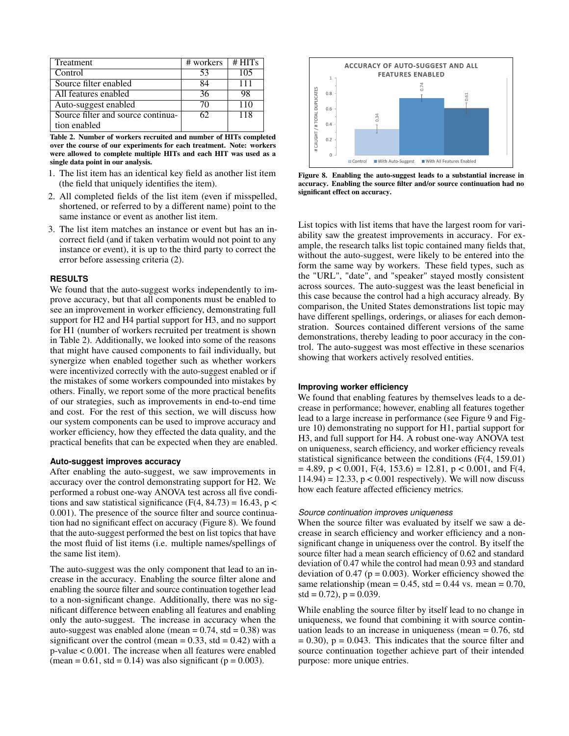| Treatment | # workers | # HITs |
|---|---|---|
| Control | 53 | 105 |
| Source filter enabled | 84 | 111 |
| All features enabled | 36 | 98 |
| Auto-suggest enabled | 70 | 110 |
| Source filter and source continuation enabled | 62 | 118 |

**Table 2. Number of workers recruited and number of HITs completed over the course of our experiments for each treatment. Note: workers were allowed to complete multiple HITs and each HIT was used as a single data point in our analysis.**

1. The list item has an identical key field as another list item (the field that uniquely identifies the item).
2. All completed fields of the list item (even if misspelled, shortened, or referred to by a different name) point to the same instance or event as another list item.
3. The list item matches an instance or event but has an incorrect field (and if taken verbatim would not point to any instance or event), it is up to the third party to correct the error before assessing criteria (2).

## RESULTS

We found that the auto-suggest works independently to improve accuracy, but that all components must be enabled to see an improvement in worker efficiency, demonstrating full support for H2 and H4 partial support for H3, and no support for H1 (number of workers recruited per treatment is shown in Table 2). Additionally, we looked into some of the reasons that might have caused components to fail individually, but synergize when enabled together such as whether workers were incentivized correctly with the auto-suggest enabled or if the mistakes of some workers compounded into mistakes by others. Finally, we report some of the more practical benefits of our strategies, such as improvements in end-to-end time and cost. For the rest of this section, we will discuss how our system components can be used to improve accuracy and worker efficiency, how they effected the data quality, and the practical benefits that can be expected when they are enabled.

### Auto-suggest improves accuracy

After enabling the auto-suggest, we saw improvements in accuracy over the control demonstrating support for H2. We performed a robust one-way ANOVA test across all five conditions and saw statistical significance ($F(4, 84.73) = 16.43$, $p < 0.001$). The presence of the source filter and source continuation had no significant effect on accuracy (Figure 8). We found that the auto-suggest performed the best on list topics that have the most fluid of list items (i.e. multiple names/spellings of the same list item).

The auto-suggest was the only component that lead to an increase in the accuracy. Enabling the source filter alone and enabling the source filter and source continuation together lead to a non-significant change. Additionally, there was no significant difference between enabling all features and enabling only the auto-suggest. The increase in accuracy when the auto-suggest was enabled alone (mean = 0.74, std = 0.38) was significant over the control (mean = 0.33, std = 0.42) with a p-value < 0.001. The increase when all features were enabled (mean = 0.61, std = 0.14) was also significant ($p = 0.003$).

**Figure 8. Enabling the auto-suggest leads to a substantial increase in accuracy. Enabling the source filter and/or source continuation had no significant effect on accuracy.**

List topics with list items that have the largest room for variability saw the greatest improvements in accuracy. For example, the research talks list topic contained many fields that, without the auto-suggest, were likely to be entered into the form the same way by workers. These field types, such as the "URL", "date", and "speaker" stayed mostly consistent across sources. The auto-suggest was the least beneficial in this case because the control had a high accuracy already. By comparison, the United States demonstrations list topic may have different spellings, orderings, or aliases for each demonstration. Sources contained different versions of the same demonstrations, thereby leading to poor accuracy in the control. The auto-suggest was most effective in these scenarios showing that workers actively resolved entities.

### Improving worker efficiency

We found that enabling features by themselves leads to a decrease in performance; however, enabling all features together lead to a large increase in performance (see Figure 9 and Figure 10) demonstrating no support for H1, partial support for H3, and full support for H4. A robust one-way ANOVA test on uniqueness, search efficiency, and worker efficiency reveals statistical significance between the conditions ($F(4, 159.01) = 4.89$, $p < 0.001$, $F(4, 153.6) = 12.81$, $p < 0.001$, and $F(4, 114.94) = 12.33$, $p < 0.001$ respectively). We will now discuss how each feature affected efficiency metrics.

#### *Source continuation improves uniqueness*

When the source filter was evaluated by itself we saw a decrease in search efficiency and worker efficiency and a non-significant change in uniqueness over the control. By itself the source filter had a mean search efficiency of 0.62 and standard deviation of 0.47 while the control had mean 0.93 and standard deviation of 0.47 ($p = 0.003$). Worker efficiency showed the same relationship (mean = 0.45, std = 0.44 vs. mean = 0.70, std = 0.72), $p = 0.039$.

While enabling the source filter by itself lead to no change in uniqueness, we found that combining it with source continuation leads to an increase in uniqueness (mean = 0.76, std = 0.30), $p = 0.043$. This indicates that the source filter and source continuation together achieve part of their intended purpose: more unique entries.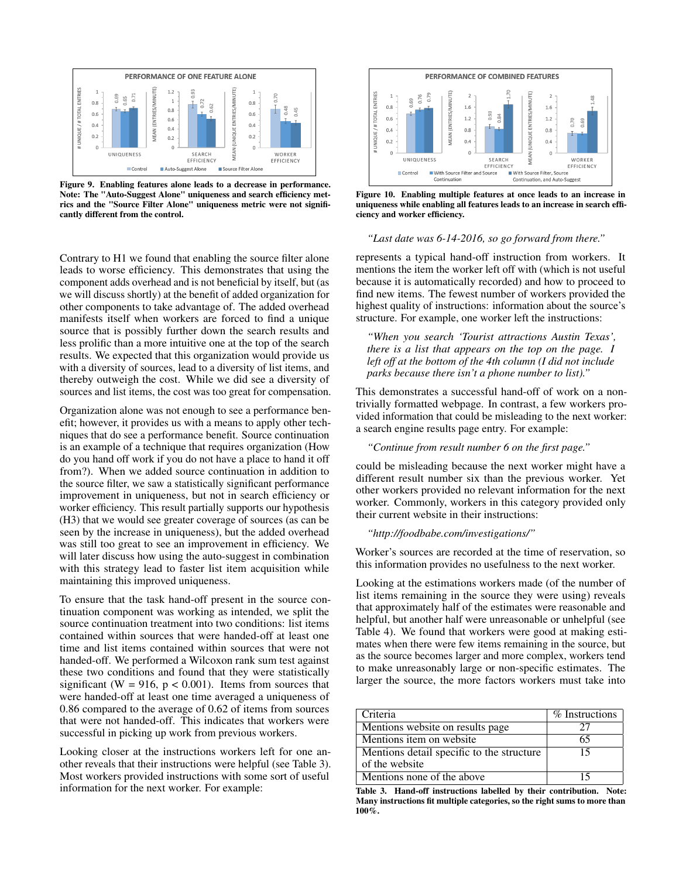Figure 9. Enabling features alone leads to a decrease in performance. Note: The "Auto-Suggest Alone" uniqueness and search efficiency metrics and the "Source Filter Alone" uniqueness metric were not significantly different from the control.

Figure 10. Enabling multiple features at once leads to an increase in uniqueness while enabling all features leads to an increase in search efficiency and worker efficiency.

Contrary to H1 we found that enabling the source filter alone leads to worse efficiency. This demonstrates that using the component adds overhead and is not beneficial by itself, but (as we will discuss shortly) at the benefit of added organization for other components to take advantage of. The added overhead manifests itself when workers are forced to find a unique source that is possibly further down the search results and less prolific than a more intuitive one at the top of the search results. We expected that this organization would provide us with a diversity of sources, lead to a diversity of list items, and thereby outweigh the cost. While we did see a diversity of sources and list items, the cost was too great for compensation.

Organization alone was not enough to see a performance benefit; however, it provides us with a means to apply other techniques that do see a performance benefit. Source continuation is an example of a technique that requires organization (How do you hand off work if you do not have a place to hand it off from?). When we added source continuation in addition to the source filter, we saw a statistically significant performance improvement in uniqueness, but not in search efficiency or worker efficiency. This result partially supports our hypothesis (H3) that we would see greater coverage of sources (as can be seen by the increase in uniqueness), but the added overhead was still too great to see an improvement in efficiency. We will later discuss how using the auto-suggest in combination with this strategy lead to faster list item acquisition while maintaining this improved uniqueness.

To ensure that the task hand-off present in the source continuation component was working as intended, we split the source continuation treatment into two conditions: list items contained within sources that were handed-off at least one time and list items contained within sources that were not handed-off. We performed a Wilcoxon rank sum test against these two conditions and found that they were statistically significant ($W = 916$, $p < 0.001$). Items from sources that were handed-off at least one time averaged a uniqueness of 0.86 compared to the average of 0.62 of items from sources that were not handed-off. This indicates that workers were successful in picking up work from previous workers.

Looking closer at the instructions workers left for one another reveals that their instructions were helpful (see Table 3). Most workers provided instructions with some sort of useful information for the next worker. For example:

> *"Last date was 6-14-2016, so go forward from there."*

represents a typical hand-off instruction from workers. It mentions the item the worker left off with (which is not useful because it is automatically recorded) and how to proceed to find new items. The fewest number of workers provided the highest quality of instructions: information about the source's structure. For example, one worker left the instructions:

> *"When you search 'Tourist attractions Austin Texas', there is a list that appears on the top on the page. I left off at the bottom of the 4th column (I did not include parks because there isn't a phone number to list)."*

This demonstrates a successful hand-off of work on a non-trivially formatted webpage. In contrast, a few workers provided information that could be misleading to the next worker: a search engine results page entry. For example:

> *"Continue from result number 6 on the first page."*

could be misleading because the next worker might have a different result number six than the previous worker. Yet other workers provided no relevant information for the next worker. Commonly, workers in this category provided only their current website in their instructions:

> *"http://foodbabe.com/investigations/"*

Worker's sources are recorded at the time of reservation, so this information provides no usefulness to the next worker.

Looking at the estimations workers made (of the number of list items remaining in the source they were using) reveals that approximately half of the estimates were reasonable and helpful, but another half were unreasonable or unhelpful (see Table 4). We found that workers were good at making estimates when there were few items remaining in the source, but as the source becomes larger and more complex, workers tend to make unreasonably large or non-specific estimates. The larger the source, the more factors workers must take into

| Criteria | % Instructions |
|---|---|
| Mentions website on results page | 27 |
| Mentions item on website | 65 |
| Mentions detail specific to the structure of the website | 15 |
| Mentions none of the above | 15 |

Table 3. Hand-off instructions labelled by their contribution. Note: Many instructions fit multiple categories, so the right sums to more than 100%.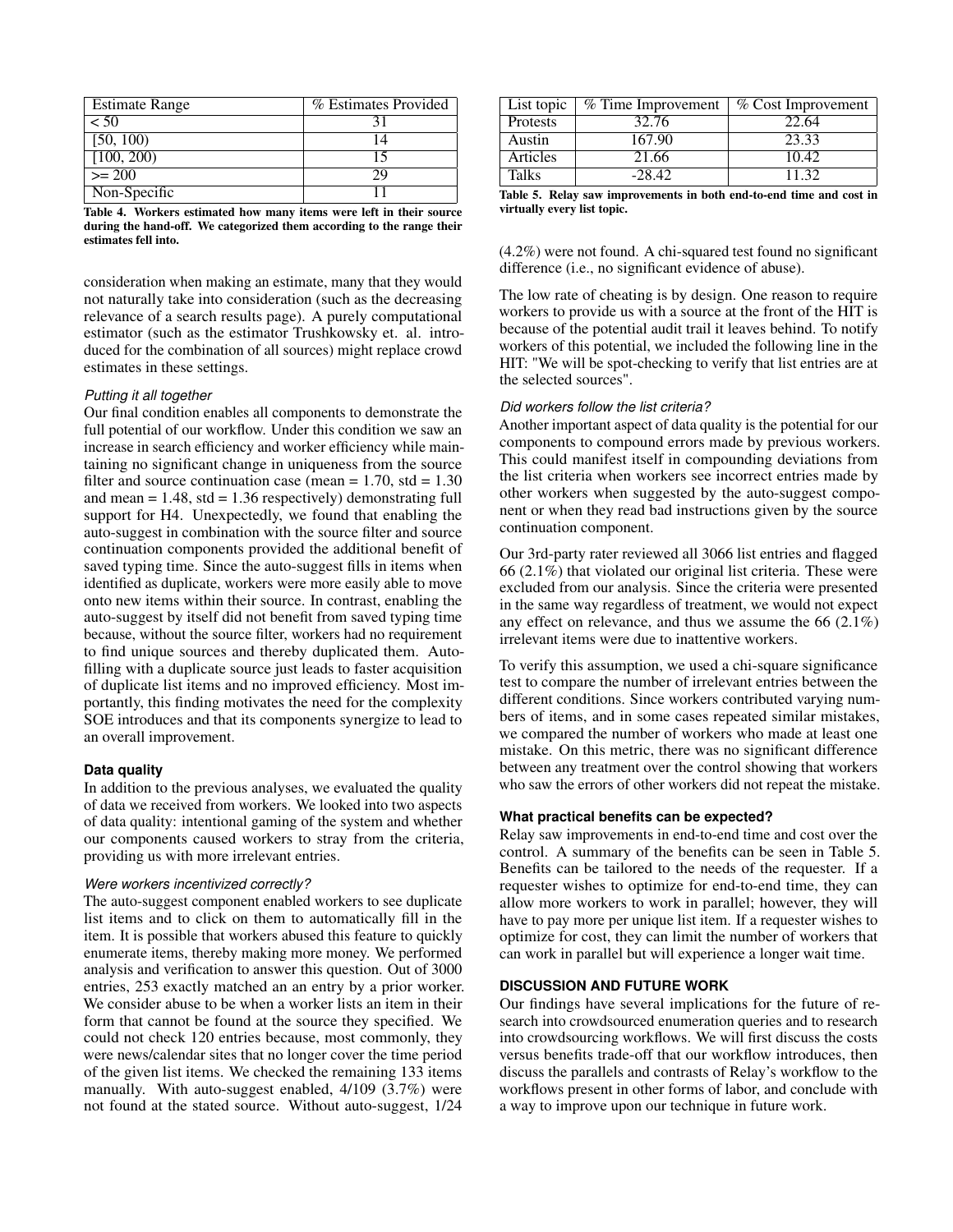| Estimate Range | % Estimates Provided |
| --- | --- |
| < 50 | 31 |
| [50, 100) | 14 |
| [100, 200) | 15 |
| >= 200 | 29 |
| Non-Specific | 11 |

**Table 4. Workers estimated how many items were left in their source during the hand-off. We categorized them according to the range their estimates fell into.**

consideration when making an estimate, many that they would not naturally take into consideration (such as the decreasing relevance of a search results page). A purely computational estimator (such as the estimator Trushkowsky et. al. introduced for the combination of all sources) might replace crowd estimates in these settings.

#### *Putting it all together*

Our final condition enables all components to demonstrate the full potential of our workflow. Under this condition we saw an increase in search efficiency and worker efficiency while maintaining no significant change in uniqueness from the source filter and source continuation case (mean = 1.70, std = 1.30 and mean = 1.48, std = 1.36 respectively) demonstrating full support for H4. Unexpectedly, we found that enabling the auto-suggest in combination with the source filter and source continuation components provided the additional benefit of saved typing time. Since the auto-suggest fills in items when identified as duplicate, workers were more easily able to move onto new items within their source. In contrast, enabling the auto-suggest by itself did not benefit from saved typing time because, without the source filter, workers had no requirement to find unique sources and thereby duplicated them. Autofilling with a duplicate source just leads to faster acquisition of duplicate list items and no improved efficiency. Most importantly, this finding motivates the need for the complexity SOE introduces and that its components synergize to lead to an overall improvement.

### **Data quality**

In addition to the previous analyses, we evaluated the quality of data we received from workers. We looked into two aspects of data quality: intentional gaming of the system and whether our components caused workers to stray from the criteria, providing us with more irrelevant entries.

#### *Were workers incentivized correctly?*

The auto-suggest component enabled workers to see duplicate list items and to click on them to automatically fill in the item. It is possible that workers abused this feature to quickly enumerate items, thereby making more money. We performed analysis and verification to answer this question. Out of 3000 entries, 253 exactly matched an an entry by a prior worker. We consider abuse to be when a worker lists an item in their form that cannot be found at the source they specified. We could not check 120 entries because, most commonly, they were news/calendar sites that no longer cover the time period of the given list items. We checked the remaining 133 items manually. With auto-suggest enabled, 4/109 (3.7%) were not found at the stated source. Without auto-suggest, 1/24 (4.2%) were not found. A chi-squared test found no significant difference (i.e., no significant evidence of abuse).

| List topic | % Time Improvement | % Cost Improvement |
| --- | --- | --- |
| Protests | 32.76 | 22.64 |
| Austin | 167.90 | 23.33 |
| Articles | 21.66 | 10.42 |
| Talks | -28.42 | 11.32 |

**Table 5. Relay saw improvements in both end-to-end time and cost in virtually every list topic.**

The low rate of cheating is by design. One reason to require workers to provide us with a source at the front of the HIT is because of the potential audit trail it leaves behind. To notify workers of this potential, we included the following line in the HIT: "We will be spot-checking to verify that list entries are at the selected sources".

#### *Did workers follow the list criteria?*

Another important aspect of data quality is the potential for our components to compound errors made by previous workers. This could manifest itself in compounding deviations from the list criteria when workers see incorrect entries made by other workers when suggested by the auto-suggest component or when they read bad instructions given by the source continuation component.

Our 3rd-party rater reviewed all 3066 list entries and flagged 66 (2.1%) that violated our original list criteria. These were excluded from our analysis. Since the criteria were presented in the same way regardless of treatment, we would not expect any effect on relevance, and thus we assume the 66 (2.1%) irrelevant items were due to inattentive workers.

To verify this assumption, we used a chi-square significance test to compare the number of irrelevant entries between the different conditions. Since workers contributed varying numbers of items, and in some cases repeated similar mistakes, we compared the number of workers who made at least one mistake. On this metric, there was no significant difference between any treatment over the control showing that workers who saw the errors of other workers did not repeat the mistake.

### **What practical benefits can be expected?**

Relay saw improvements in end-to-end time and cost over the control. A summary of the benefits can be seen in Table 5. Benefits can be tailored to the needs of the requester. If a requester wishes to optimize for end-to-end time, they can allow more workers to work in parallel; however, they will have to pay more per unique list item. If a requester wishes to optimize for cost, they can limit the number of workers that can work in parallel but will experience a longer wait time.

## **DISCUSSION AND FUTURE WORK**

Our findings have several implications for the future of research into crowdsourced enumeration queries and to research into crowdsourcing workflows. We will first discuss the costs versus benefits trade-off that our workflow introduces, then discuss the parallels and contrasts of Relay's workflow to the workflows present in other forms of labor, and conclude with a way to improve upon our technique in future work.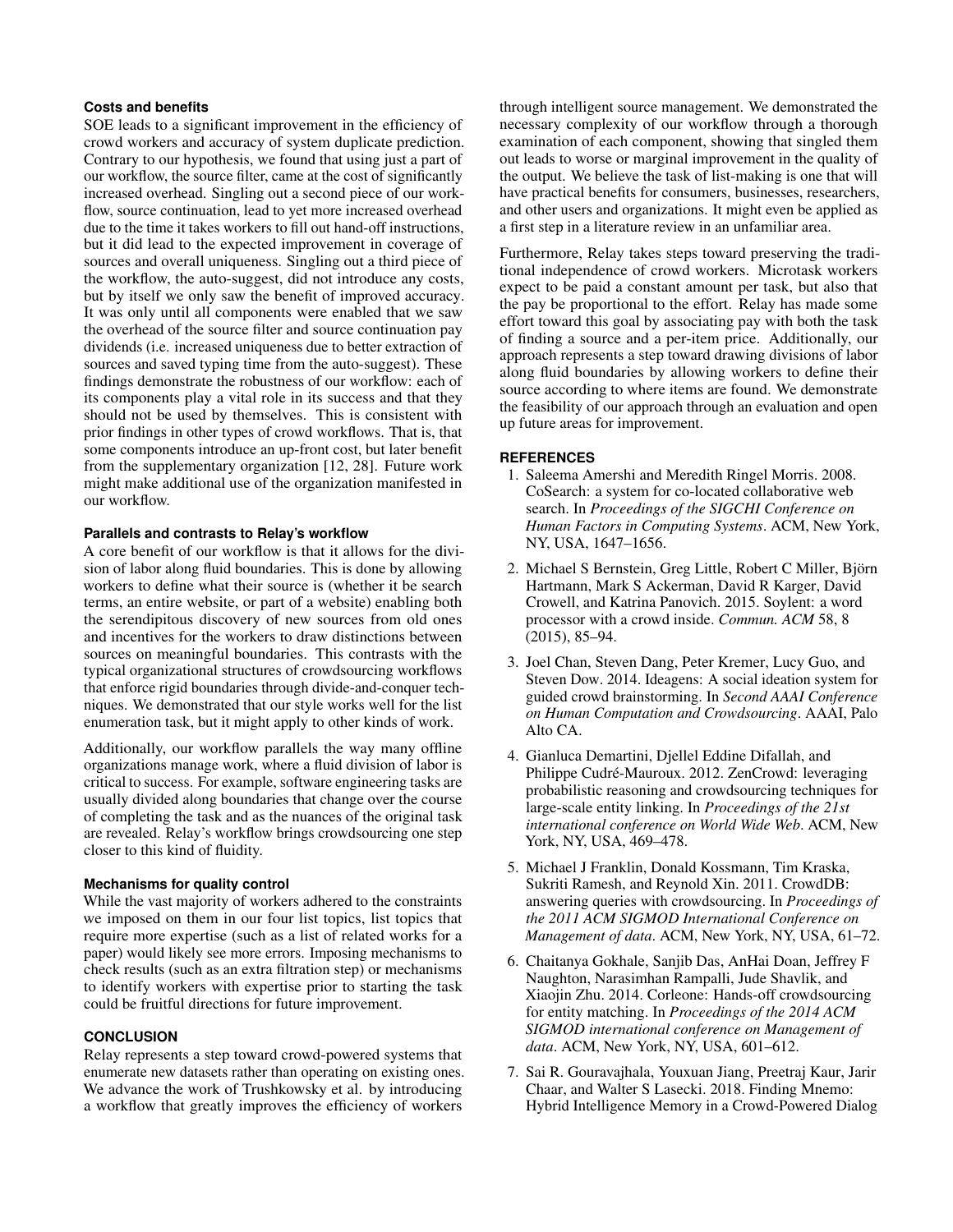### Costs and benefits

SOE leads to a significant improvement in the efficiency of crowd workers and accuracy of system duplicate prediction. Contrary to our hypothesis, we found that using just a part of our workflow, the source filter, came at the cost of significantly increased overhead. Singling out a second piece of our workflow, source continuation, lead to yet more increased overhead due to the time it takes workers to fill out hand-off instructions, but it did lead to the expected improvement in coverage of sources and overall uniqueness. Singling out a third piece of the workflow, the auto-suggest, did not introduce any costs, but by itself we only saw the benefit of improved accuracy. It was only until all components were enabled that we saw the overhead of the source filter and source continuation pay dividends (i.e. increased uniqueness due to better extraction of sources and saved typing time from the auto-suggest). These findings demonstrate the robustness of our workflow: each of its components play a vital role in its success and that they should not be used by themselves. This is consistent with prior findings in other types of crowd workflows. That is, that some components introduce an up-front cost, but later benefit from the supplementary organization [12, 28]. Future work might make additional use of the organization manifested in our workflow.

### Parallels and contrasts to Relay's workflow

A core benefit of our workflow is that it allows for the division of labor along fluid boundaries. This is done by allowing workers to define what their source is (whether it be search terms, an entire website, or part of a website) enabling both the serendipitous discovery of new sources from old ones and incentives for the workers to draw distinctions between sources on meaningful boundaries. This contrasts with the typical organizational structures of crowdsourcing workflows that enforce rigid boundaries through divide-and-conquer techniques. We demonstrated that our style works well for the list enumeration task, but it might apply to other kinds of work.

Additionally, our workflow parallels the way many offline organizations manage work, where a fluid division of labor is critical to success. For example, software engineering tasks are usually divided along boundaries that change over the course of completing the task and as the nuances of the original task are revealed. Relay's workflow brings crowdsourcing one step closer to this kind of fluidity.

### Mechanisms for quality control

While the vast majority of workers adhered to the constraints we imposed on them in our four list topics, list topics that require more expertise (such as a list of related works for a paper) would likely see more errors. Imposing mechanisms to check results (such as an extra filtration step) or mechanisms to identify workers with expertise prior to starting the task could be fruitful directions for future improvement.

## CONCLUSION

Relay represents a step toward crowd-powered systems that enumerate new datasets rather than operating on existing ones. We advance the work of Trushkowsky et al. by introducing a workflow that greatly improves the efficiency of workers through intelligent source management. We demonstrated the necessary complexity of our workflow through a thorough examination of each component, showing that singled them out leads to worse or marginal improvement in the quality of the output. We believe the task of list-making is one that will have practical benefits for consumers, businesses, researchers, and other users and organizations. It might even be applied as a first step in a literature review in an unfamiliar area.

Furthermore, Relay takes steps toward preserving the traditional independence of crowd workers. Microtask workers expect to be paid a constant amount per task, but also that the pay be proportional to the effort. Relay has made some effort toward this goal by associating pay with both the task of finding a source and a per-item price. Additionally, our approach represents a step toward drawing divisions of labor along fluid boundaries by allowing workers to define their source according to where items are found. We demonstrate the feasibility of our approach through an evaluation and open up future areas for improvement.

## REFERENCES

1. Saleema Amershi and Meredith Ringel Morris. 2008. CoSearch: a system for co-located collaborative web search. In *Proceedings of the SIGCHI Conference on Human Factors in Computing Systems*. ACM, New York, NY, USA, 1647–1656.
2. Michael S Bernstein, Greg Little, Robert C Miller, Björn Hartmann, Mark S Ackerman, David R Karger, David Crowell, and Katrina Panovich. 2015. Soylent: a word processor with a crowd inside. *Commun. ACM* 58, 8 (2015), 85–94.
3. Joel Chan, Steven Dang, Peter Kremer, Lucy Guo, and Steven Dow. 2014. Ideagens: A social ideation system for guided crowd brainstorming. In *Second AAAI Conference on Human Computation and Crowdsourcing*. AAAI, Palo Alto CA.
4. Gianluca Demartini, Djellel Eddine Difallah, and Philippe Cudré-Mauroux. 2012. ZenCrowd: leveraging probabilistic reasoning and crowdsourcing techniques for large-scale entity linking. In *Proceedings of the 21st international conference on World Wide Web*. ACM, New York, NY, USA, 469–478.
5. Michael J Franklin, Donald Kossmann, Tim Kraska, Sukriti Ramesh, and Reynold Xin. 2011. CrowdDB: answering queries with crowdsourcing. In *Proceedings of the 2011 ACM SIGMOD International Conference on Management of data*. ACM, New York, NY, USA, 61–72.
6. Chaitanya Gokhale, Sanjib Das, AnHai Doan, Jeffrey F Naughton, Narasimhan Rampalli, Jude Shavlik, and Xiaojin Zhu. 2014. Corleone: Hands-off crowdsourcing for entity matching. In *Proceedings of the 2014 ACM SIGMOD international conference on Management of data*. ACM, New York, NY, USA, 601–612.
7. Sai R. Gouravajhala, Youxuan Jiang, Preetraj Kaur, Jarir Chaar, and Walter S Lasecki. 2018. Finding Mnemo: Hybrid Intelligence Memory in a Crowd-Powered Dialog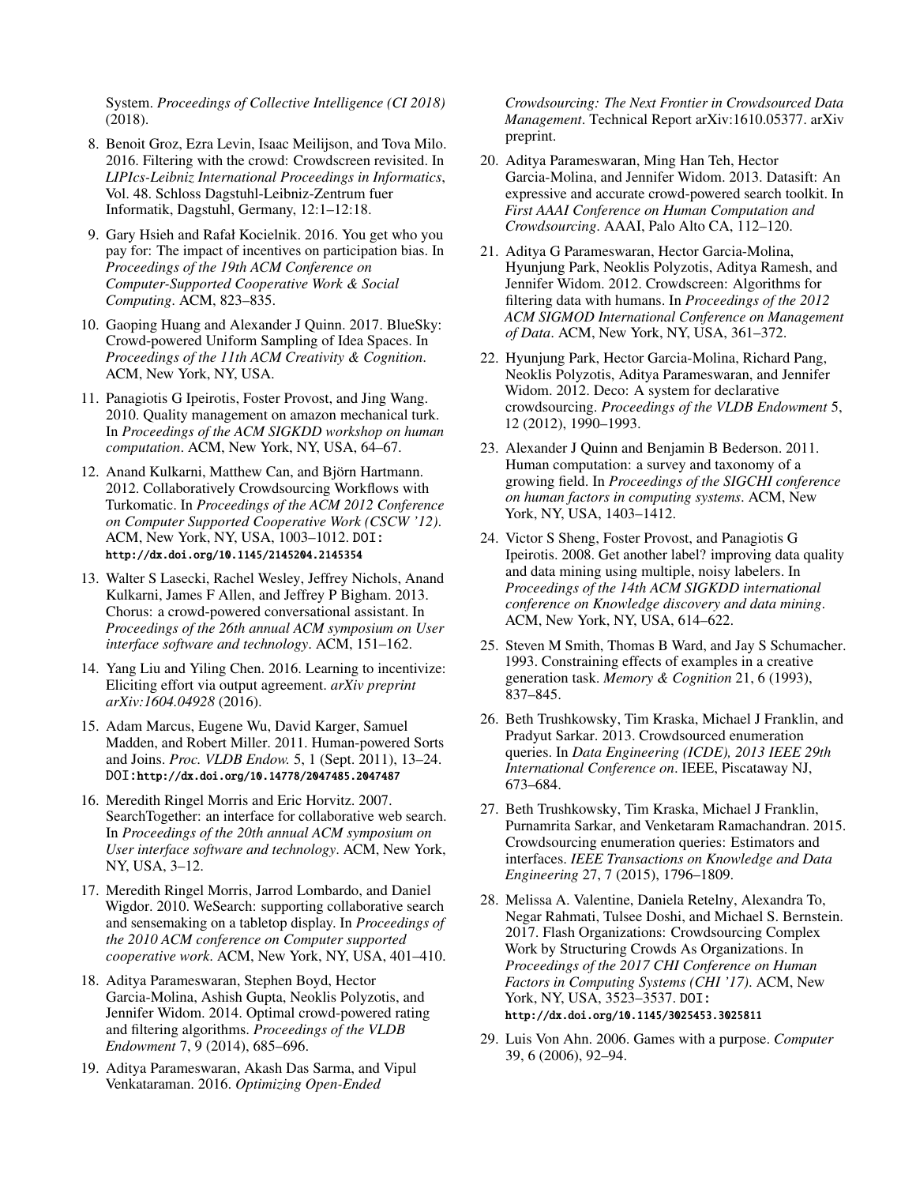System. *Proceedings of Collective Intelligence (CI 2018)* (2018).

8. Benoit Groz, Ezra Levin, Isaac Meilijson, and Tova Milo. 2016. Filtering with the crowd: Crowdscreen revisited. In *LIPIcs-Leibniz International Proceedings in Informatics*, Vol. 48. Schloss Dagstuhl-Leibniz-Zentrum fuer Informatik, Dagstuhl, Germany, 12:1–12:18.

9. Gary Hsieh and Rafał Kocielnik. 2016. You get who you pay for: The impact of incentives on participation bias. In *Proceedings of the 19th ACM Conference on Computer-Supported Cooperative Work & Social Computing*. ACM, 823–835.

10. Gaoping Huang and Alexander J Quinn. 2017. BlueSky: Crowd-powered Uniform Sampling of Idea Spaces. In *Proceedings of the 11th ACM Creativity & Cognition*. ACM, New York, NY, USA.

11. Panagiotis G Ipeirotis, Foster Provost, and Jing Wang. 2010. Quality management on amazon mechanical turk. In *Proceedings of the ACM SIGKDD workshop on human computation*. ACM, New York, NY, USA, 64–67.

12. Anand Kulkarni, Matthew Can, and Björn Hartmann. 2012. Collaboratively Crowdsourcing Workflows with Turkomatic. In *Proceedings of the ACM 2012 Conference on Computer Supported Cooperative Work (CSCW '12)*. ACM, New York, NY, USA, 1003–1012. DOI: http://dx.doi.org/10.1145/2145204.2145354

13. Walter S Lasecki, Rachel Wesley, Jeffrey Nichols, Anand Kulkarni, James F Allen, and Jeffrey P Bigham. 2013. Chorus: a crowd-powered conversational assistant. In *Proceedings of the 26th annual ACM symposium on User interface software and technology*. ACM, 151–162.

14. Yang Liu and Yiling Chen. 2016. Learning to incentivize: Eliciting effort via output agreement. *arXiv preprint arXiv:1604.04928* (2016).

15. Adam Marcus, Eugene Wu, David Karger, Samuel Madden, and Robert Miller. 2011. Human-powered Sorts and Joins. *Proc. VLDB Endow.* 5, 1 (Sept. 2011), 13–24. DOI: http://dx.doi.org/10.14778/2047485.2047487

16. Meredith Ringel Morris and Eric Horvitz. 2007. SearchTogether: an interface for collaborative web search. In *Proceedings of the 20th annual ACM symposium on User interface software and technology*. ACM, New York, NY, USA, 3–12.

17. Meredith Ringel Morris, Jarrod Lombardo, and Daniel Wigdor. 2010. WeSearch: supporting collaborative search and sensemaking on a tabletop display. In *Proceedings of the 2010 ACM conference on Computer supported cooperative work*. ACM, New York, NY, USA, 401–410.

18. Aditya Parameswaran, Stephen Boyd, Hector Garcia-Molina, Ashish Gupta, Neoklis Polyzotis, and Jennifer Widom. 2014. Optimal crowd-powered rating and filtering algorithms. *Proceedings of the VLDB Endowment* 7, 9 (2014), 685–696.

19. Aditya Parameswaran, Akash Das Sarma, and Vipul Venkataraman. 2016. *Optimizing Open-Ended Crowdsourcing: The Next Frontier in Crowdsourced Data Management*. Technical Report arXiv:1610.05377. arXiv preprint.

20. Aditya Parameswaran, Ming Han Teh, Hector Garcia-Molina, and Jennifer Widom. 2013. Datasift: An expressive and accurate crowd-powered search toolkit. In *First AAAI Conference on Human Computation and Crowdsourcing*. AAAI, Palo Alto CA, 112–120.

21. Aditya G Parameswaran, Hector Garcia-Molina, Hyunjung Park, Neoklis Polyzotis, Aditya Ramesh, and Jennifer Widom. 2012. Crowdscreen: Algorithms for filtering data with humans. In *Proceedings of the 2012 ACM SIGMOD International Conference on Management of Data*. ACM, New York, NY, USA, 361–372.

22. Hyunjung Park, Hector Garcia-Molina, Richard Pang, Neoklis Polyzotis, Aditya Parameswaran, and Jennifer Widom. 2012. Deco: A system for declarative crowdsourcing. *Proceedings of the VLDB Endowment* 5, 12 (2012), 1990–1993.

23. Alexander J Quinn and Benjamin B Bederson. 2011. Human computation: a survey and taxonomy of a growing field. In *Proceedings of the SIGCHI conference on human factors in computing systems*. ACM, New York, NY, USA, 1403–1412.

24. Victor S Sheng, Foster Provost, and Panagiotis G Ipeirotis. 2008. Get another label? improving data quality and data mining using multiple, noisy labelers. In *Proceedings of the 14th ACM SIGKDD international conference on Knowledge discovery and data mining*. ACM, New York, NY, USA, 614–622.

25. Steven M Smith, Thomas B Ward, and Jay S Schumacher. 1993. Constraining effects of examples in a creative generation task. *Memory & Cognition* 21, 6 (1993), 837–845.

26. Beth Trushkowsky, Tim Kraska, Michael J Franklin, and Pradyut Sarkar. 2013. Crowdsourced enumeration queries. In *Data Engineering (ICDE), 2013 IEEE 29th International Conference on*. IEEE, Piscataway NJ, 673–684.

27. Beth Trushkowsky, Tim Kraska, Michael J Franklin, Purnamrita Sarkar, and Venketaram Ramachandran. 2015. Crowdsourcing enumeration queries: Estimators and interfaces. *IEEE Transactions on Knowledge and Data Engineering* 27, 7 (2015), 1796–1809.

28. Melissa A. Valentine, Daniela Retelny, Alexandra To, Negar Rahmati, Tulsee Doshi, and Michael S. Bernstein. 2017. Flash Organizations: Crowdsourcing Complex Work by Structuring Crowds As Organizations. In *Proceedings of the 2017 CHI Conference on Human Factors in Computing Systems (CHI '17)*. ACM, New York, NY, USA, 3523–3537. DOI: http://dx.doi.org/10.1145/3025453.3025811

29. Luis Von Ahn. 2006. Games with a purpose. *Computer* 39, 6 (2006), 92–94.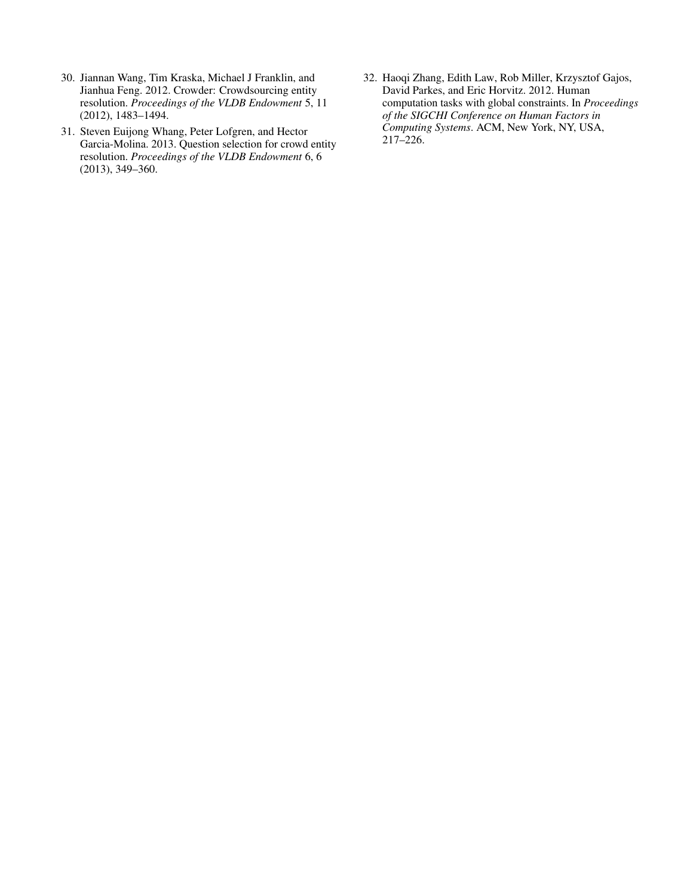30. Jiannan Wang, Tim Kraska, Michael J Franklin, and Jianhua Feng. 2012. Crowder: Crowdsourcing entity resolution. *Proceedings of the VLDB Endowment* 5, 11 (2012), 1483–1494.
31. Steven Euijong Whang, Peter Lofgren, and Hector Garcia-Molina. 2013. Question selection for crowd entity resolution. *Proceedings of the VLDB Endowment* 6, 6 (2013), 349–360.
32. Haoqi Zhang, Edith Law, Rob Miller, Krzysztof Gajos, David Parkes, and Eric Horvitz. 2012. Human computation tasks with global constraints. In *Proceedings of the SIGCHI Conference on Human Factors in Computing Systems*. ACM, New York, NY, USA, 217–226.